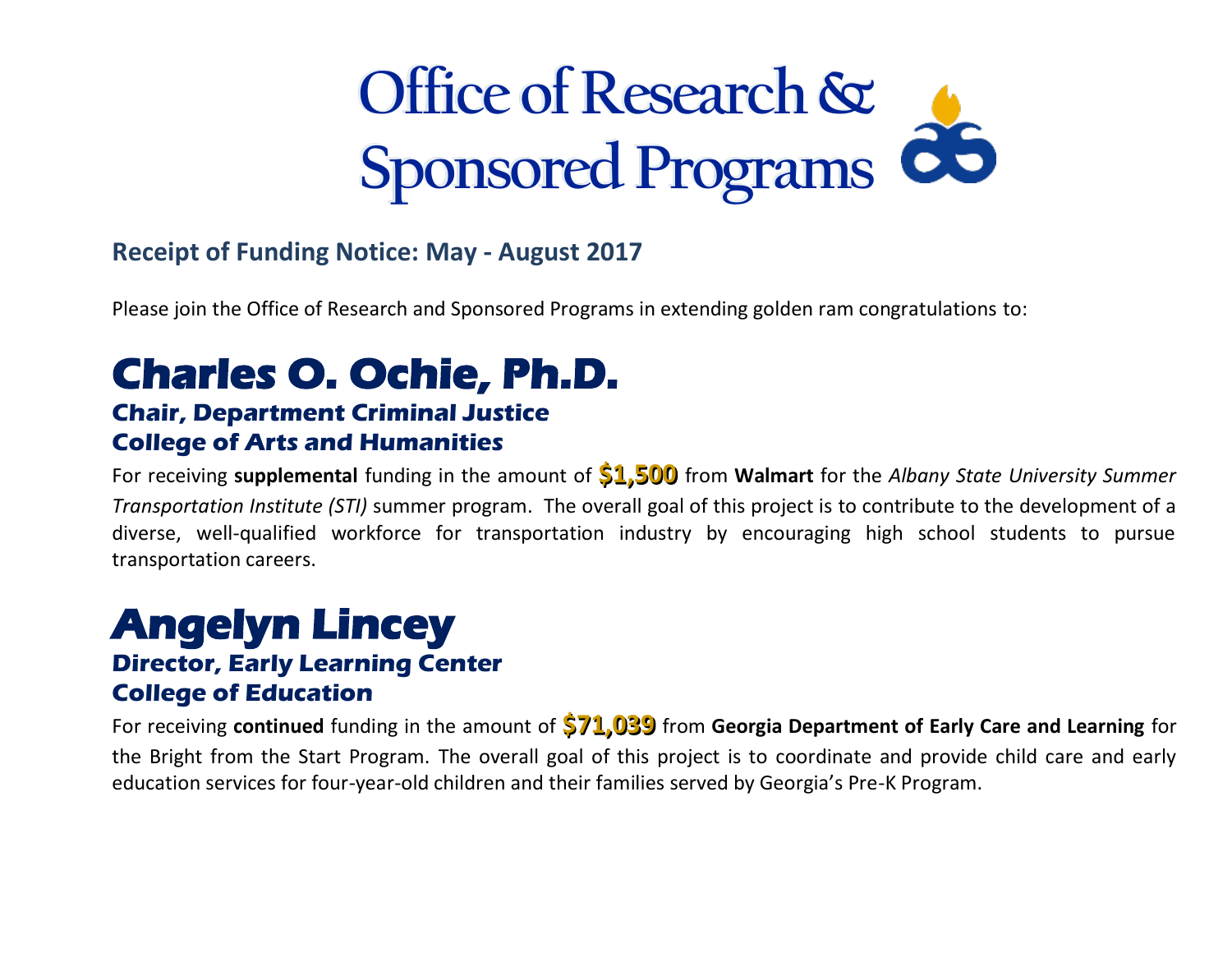# Office of Research & Sponsored Programs

### Receipt of Funding Notice: May - August 2017

Please join the Office of Research and Sponsored Programs in extending golden ram congratulations to:

## Charles O. Ochie, Ph.D.

### Chair, Department Criminal Justice
### College of Arts and Humanities

For receiving **supplemental** funding in the amount of **$1,500** from **Walmart** for the *Albany State University Summer Transportation Institute (STI)* summer program. The overall goal of this project is to contribute to the development of a diverse, well-qualified workforce for transportation industry by encouraging high school students to pursue transportation careers.

## Angelyn Lincey

### Director, Early Learning Center
### College of Education

For receiving **continued** funding in the amount of **$71,039** from **Georgia Department of Early Care and Learning** for the Bright from the Start Program. The overall goal of this project is to coordinate and provide child care and early education services for four-year-old children and their families served by Georgia's Pre-K Program.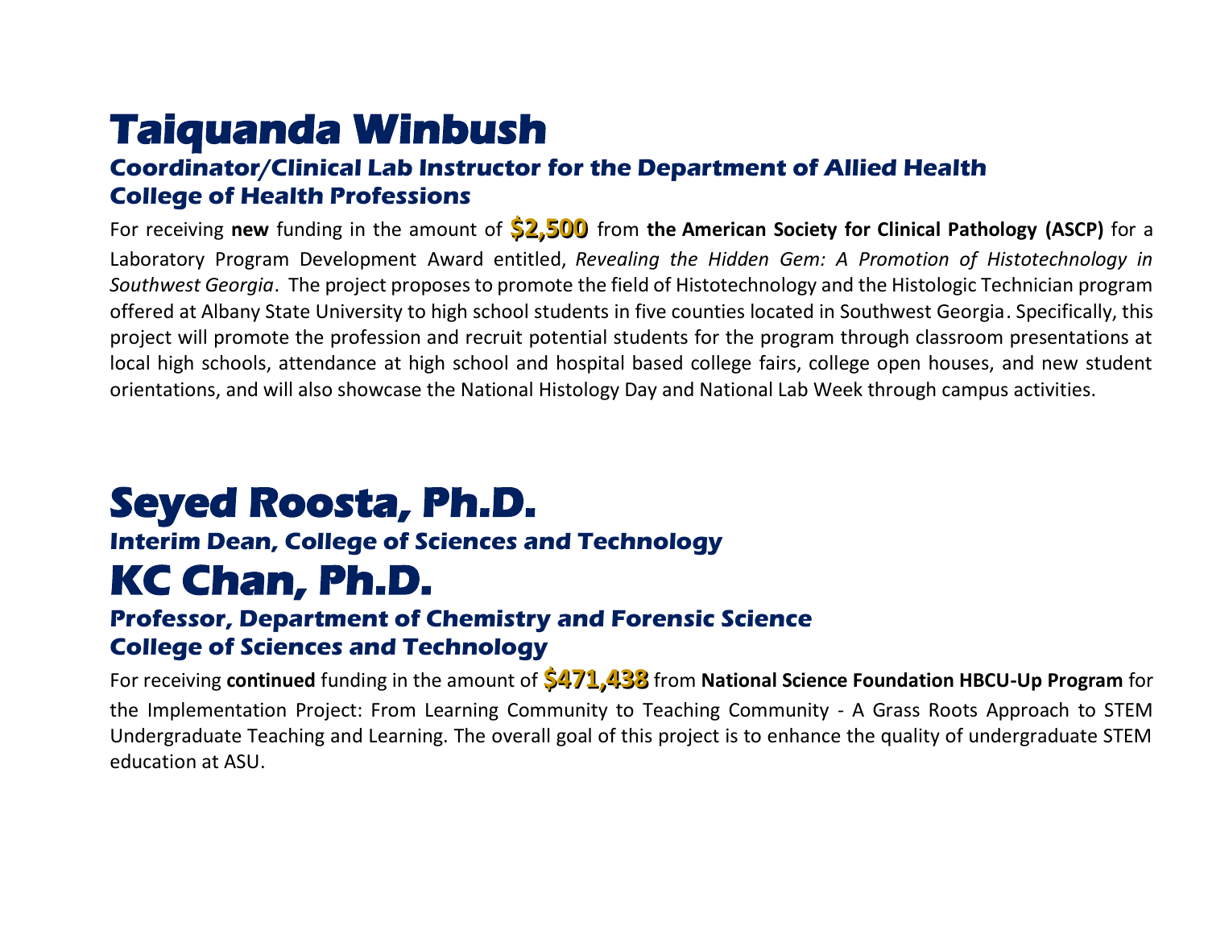# Taiquanda Winbush

### Coordinator/Clinical Lab Instructor for the Department of Allied Health
### College of Health Professions

For receiving **new** funding in the amount of **$2,500** from **the American Society for Clinical Pathology (ASCP)** for a Laboratory Program Development Award entitled, *Revealing the Hidden Gem: A Promotion of Histotechnology in Southwest Georgia*. The project proposes to promote the field of Histotechnology and the Histologic Technician program offered at Albany State University to high school students in five counties located in Southwest Georgia. Specifically, this project will promote the profession and recruit potential students for the program through classroom presentations at local high schools, attendance at high school and hospital based college fairs, college open houses, and new student orientations, and will also showcase the National Histology Day and National Lab Week through campus activities.

# Seyed Roosta, Ph.D.

### Interim Dean, College of Sciences and Technology

# KC Chan, Ph.D.

### Professor, Department of Chemistry and Forensic Science
### College of Sciences and Technology

For receiving **continued** funding in the amount of **$471,438** from **National Science Foundation HBCU-Up Program** for the Implementation Project: From Learning Community to Teaching Community - A Grass Roots Approach to STEM Undergraduate Teaching and Learning. The overall goal of this project is to enhance the quality of undergraduate STEM education at ASU.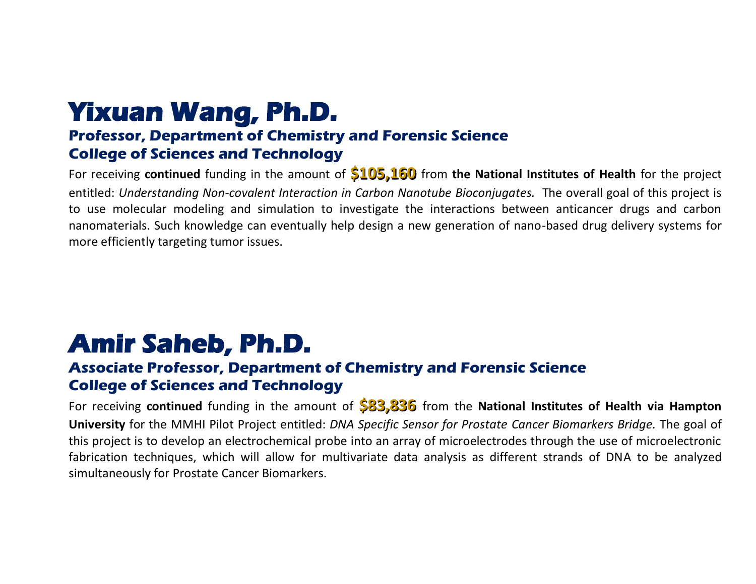# Yixuan Wang, Ph.D.

### Professor, Department of Chemistry and Forensic Science
### College of Sciences and Technology

For receiving **continued** funding in the amount of **$105,160** from **the National Institutes of Health** for the project entitled: *Understanding Non-covalent Interaction in Carbon Nanotube Bioconjugates.* The overall goal of this project is to use molecular modeling and simulation to investigate the interactions between anticancer drugs and carbon nanomaterials. Such knowledge can eventually help design a new generation of nano-based drug delivery systems for more efficiently targeting tumor issues.

# Amir Saheb, Ph.D.

### Associate Professor, Department of Chemistry and Forensic Science
### College of Sciences and Technology

For receiving **continued** funding in the amount of **$83,836** from the **National Institutes of Health via Hampton University** for the MMHI Pilot Project entitled: *DNA Specific Sensor for Prostate Cancer Biomarkers Bridge.* The goal of this project is to develop an electrochemical probe into an array of microelectrodes through the use of microelectronic fabrication techniques, which will allow for multivariate data analysis as different strands of DNA to be analyzed simultaneously for Prostate Cancer Biomarkers.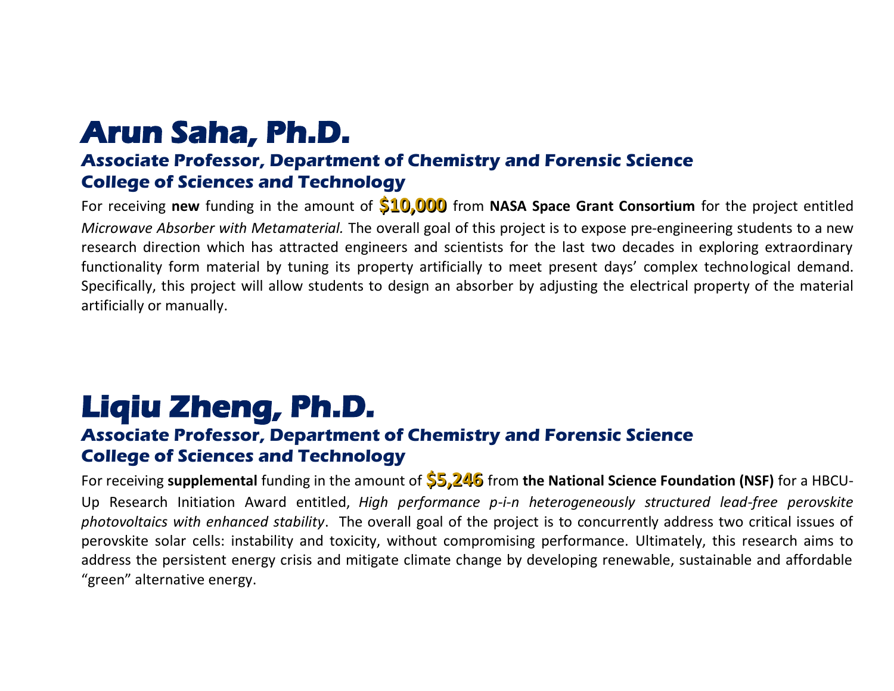# Arun Saha, Ph.D.

### Associate Professor, Department of Chemistry and Forensic Science
### College of Sciences and Technology

For receiving **new** funding in the amount of **$10,000** from **NASA Space Grant Consortium** for the project entitled *Microwave Absorber with Metamaterial.* The overall goal of this project is to expose pre-engineering students to a new research direction which has attracted engineers and scientists for the last two decades in exploring extraordinary functionality form material by tuning its property artificially to meet present days' complex technological demand. Specifically, this project will allow students to design an absorber by adjusting the electrical property of the material artificially or manually.

# Liqiu Zheng, Ph.D.

### Associate Professor, Department of Chemistry and Forensic Science
### College of Sciences and Technology

For receiving **supplemental** funding in the amount of **$5,246** from **the National Science Foundation (NSF)** for a HBCU-Up Research Initiation Award entitled, *High performance p-i-n heterogeneously structured lead-free perovskite photovoltaics with enhanced stability*. The overall goal of the project is to concurrently address two critical issues of perovskite solar cells: instability and toxicity, without compromising performance. Ultimately, this research aims to address the persistent energy crisis and mitigate climate change by developing renewable, sustainable and affordable "green" alternative energy.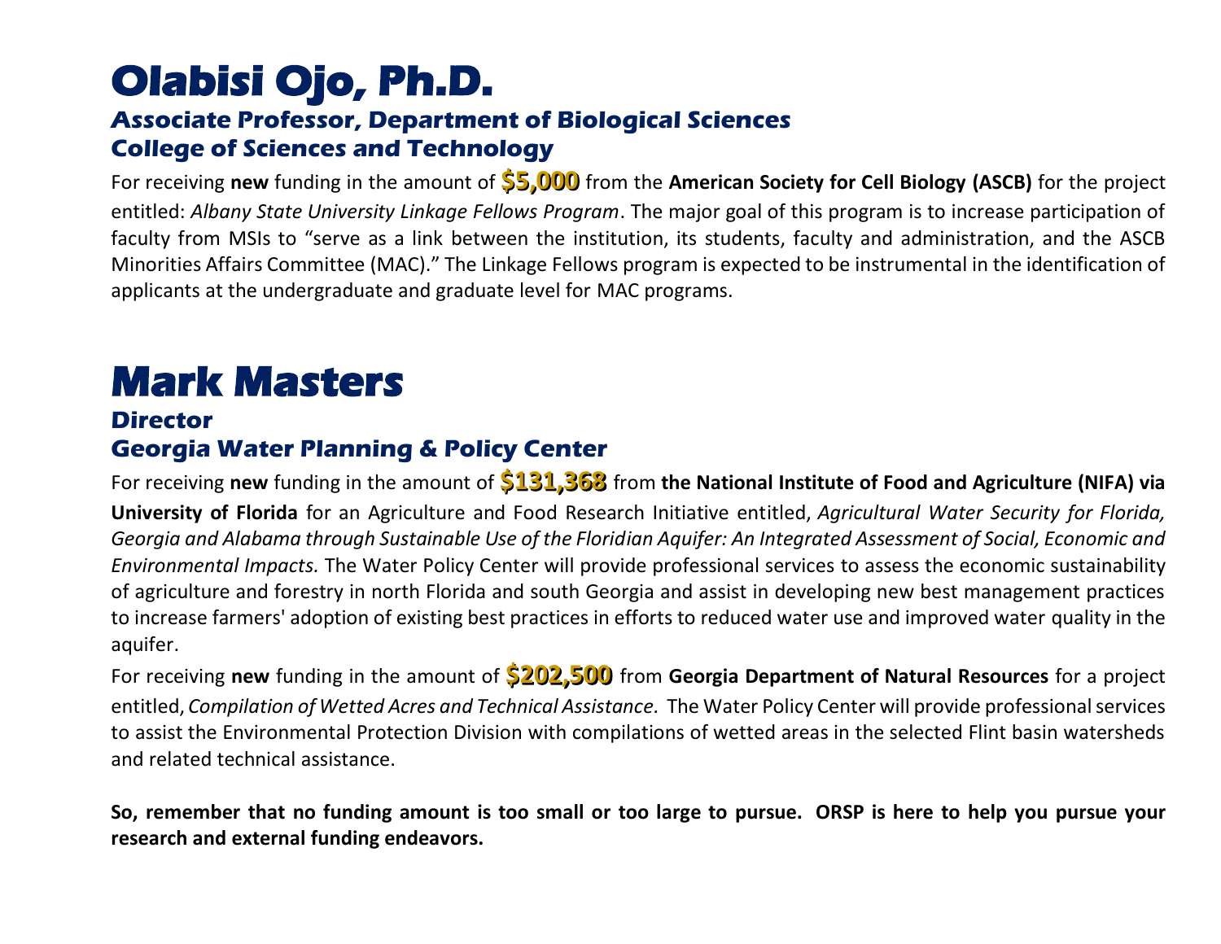# Olabisi Ojo, Ph.D.

### Associate Professor, Department of Biological Sciences
### College of Sciences and Technology

For receiving **new** funding in the amount of **$5,000** from the **American Society for Cell Biology (ASCB)** for the project entitled: *Albany State University Linkage Fellows Program*. The major goal of this program is to increase participation of faculty from MSIs to "serve as a link between the institution, its students, faculty and administration, and the ASCB Minorities Affairs Committee (MAC)." The Linkage Fellows program is expected to be instrumental in the identification of applicants at the undergraduate and graduate level for MAC programs.

# Mark Masters

### Director
### Georgia Water Planning & Policy Center

For receiving **new** funding in the amount of **$131,368** from **the National Institute of Food and Agriculture (NIFA) via University of Florida** for an Agriculture and Food Research Initiative entitled, *Agricultural Water Security for Florida, Georgia and Alabama through Sustainable Use of the Floridian Aquifer: An Integrated Assessment of Social, Economic and Environmental Impacts.* The Water Policy Center will provide professional services to assess the economic sustainability of agriculture and forestry in north Florida and south Georgia and assist in developing new best management practices to increase farmers' adoption of existing best practices in efforts to reduced water use and improved water quality in the aquifer.

For receiving **new** funding in the amount of **$202,500** from **Georgia Department of Natural Resources** for a project entitled, *Compilation of Wetted Acres and Technical Assistance.* The Water Policy Center will provide professional services to assist the Environmental Protection Division with compilations of wetted areas in the selected Flint basin watersheds and related technical assistance.

**So, remember that no funding amount is too small or too large to pursue. ORSP is here to help you pursue your research and external funding endeavors.**